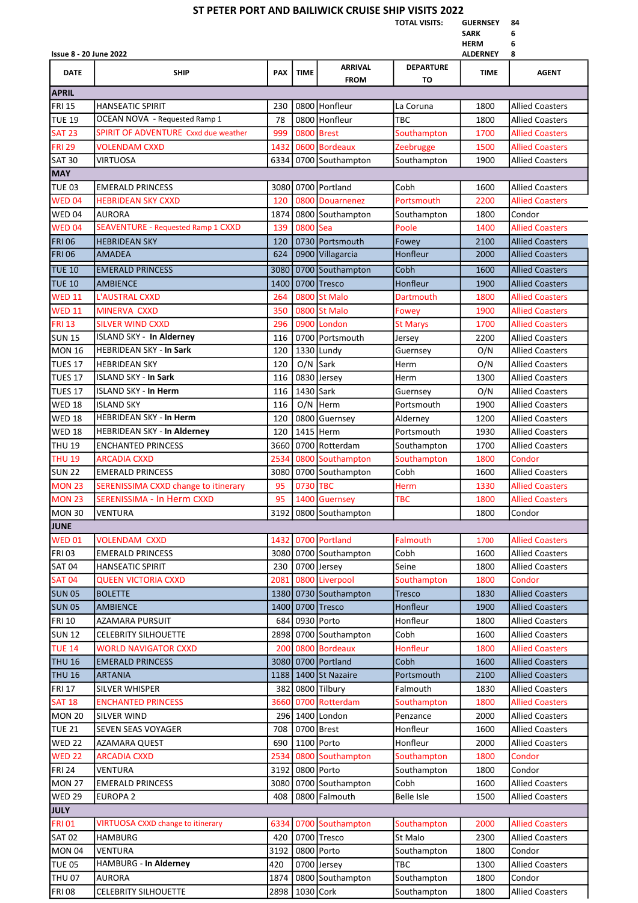# ST PETER PORT AND BAILIWICK CRUISE SHIP VISITS 2022

| TOTAL VISITS: | |
|---|---|
| GUERNSEY | 84 |
| SARK | 6 |
| HERM | 6 |
| ALDERNEY | 8 |

Issue 8 - 20 June 2022

| DATE | SHIP | PAX | TIME | ARRIVAL FROM | DEPARTURE TO | TIME | AGENT |
|---|---|---|---|---|---|---|---|
| **APRIL** | | | | | | | |
| FRI 15 | HANSEATIC SPIRIT | 230 | 0800 | Honfleur | La Coruna | 1800 | Allied Coasters |
| TUE 19 | OCEAN NOVA - Requested Ramp 1 | 78 | 0800 | Honfleur | TBC | 1800 | Allied Coasters |
| SAT 23 | SPIRIT OF ADVENTURE Cxxd due weather | 999 | 0800 | Brest | Southampton | 1700 | Allied Coasters |
| FRI 29 | VOLENDAM CXXD | 1432 | 0600 | Bordeaux | Zeebrugge | 1500 | Allied Coasters |
| SAT 30 | VIRTUOSA | 6334 | 0700 | Southampton | Southampton | 1900 | Allied Coasters |
| **MAY** | | | | | | | |
| TUE 03 | EMERALD PRINCESS | 3080 | 0700 | Portland | Cobh | 1600 | Allied Coasters |
| WED 04 | HEBRIDEAN SKY CXXD | 120 | 0800 | Douarnenez | Portsmouth | 2200 | Allied Coasters |
| WED 04 | AURORA | 1874 | 0800 | Southampton | Southampton | 1800 | Condor |
| WED 04 | SEAVENTURE - Requested Ramp 1 CXXD | 139 | 0800 | Sea | Poole | 1400 | Allied Coasters |
| FRI 06 | HEBRIDEAN SKY | 120 | 0730 | Portsmouth | Fowey | 2100 | Allied Coasters |
| FRI 06 | AMADEA | 624 | 0900 | Villagarcia | Honfleur | 2000 | Allied Coasters |
| TUE 10 | EMERALD PRINCESS | 3080 | 0700 | Southampton | Cobh | 1600 | Allied Coasters |
| TUE 10 | AMBIENCE | 1400 | 0700 | Tresco | Honfleur | 1900 | Allied Coasters |
| WED 11 | L'AUSTRAL CXXD | 264 | 0800 | St Malo | Dartmouth | 1800 | Allied Coasters |
| WED 11 | MINERVA CXXD | 350 | 0800 | St Malo | Fowey | 1900 | Allied Coasters |
| FRI 13 | SILVER WIND CXXD | 296 | 0900 | London | St Marys | 1700 | Allied Coasters |
| SUN 15 | ISLAND SKY - **In Alderney** | 116 | 0700 | Portsmouth | Jersey | 2200 | Allied Coasters |
| MON 16 | HEBRIDEAN SKY - **In Sark** | 120 | 1330 | Lundy | Guernsey | O/N | Allied Coasters |
| TUES 17 | HEBRIDEAN SKY | 120 | O/N | Sark | Herm | O/N | Allied Coasters |
| TUES 17 | ISLAND SKY - **In Sark** | 116 | 0830 | Jersey | Herm | 1300 | Allied Coasters |
| TUES 17 | ISLAND SKY - **In Herm** | 116 | 1430 | Sark | Guernsey | O/N | Allied Coasters |
| WED 18 | ISLAND SKY | 116 | O/N | Herm | Portsmouth | 1900 | Allied Coasters |
| WED 18 | HEBRIDEAN SKY - **In Herm** | 120 | 0800 | Guernsey | Alderney | 1200 | Allied Coasters |
| WED 18 | HEBRIDEAN SKY - **In Alderney** | 120 | 1415 | Herm | Portsmouth | 1930 | Allied Coasters |
| THU 19 | ENCHANTED PRINCESS | 3660 | 0700 | Rotterdam | Southampton | 1700 | Allied Coasters |
| THU 19 | ARCADIA CXXD | 2534 | 0800 | Southampton | Southampton | 1800 | Condor |
| SUN 22 | EMERALD PRINCESS | 3080 | 0700 | Southampton | Cobh | 1600 | Allied Coasters |
| MON 23 | SERENISSIMA CXXD change to itinerary | 95 | 0730 | TBC | Herm | 1330 | Allied Coasters |
| MON 23 | SERENISSIMA - In Herm CXXD | 95 | 1400 | Guernsey | TBC | 1800 | Allied Coasters |
| MON 30 | VENTURA | 3192 | 0800 | Southampton | | 1800 | Condor |
| **JUNE** | | | | | | | |
| WED 01 | VOLENDAM CXXD | 1432 | 0700 | Portland | Falmouth | 1700 | Allied Coasters |
| FRI 03 | EMERALD PRINCESS | 3080 | 0700 | Southampton | Cobh | 1600 | Allied Coasters |
| SAT 04 | HANSEATIC SPIRIT | 230 | 0700 | Jersey | Seine | 1800 | Allied Coasters |
| SAT 04 | QUEEN VICTORIA CXXD | 2081 | 0800 | Liverpool | Southampton | 1800 | Condor |
| SUN 05 | BOLETTE | 1380 | 0730 | Southampton | Tresco | 1830 | Allied Coasters |
| SUN 05 | AMBIENCE | 1400 | 0700 | Tresco | Honfleur | 1900 | Allied Coasters |
| FRI 10 | AZAMARA PURSUIT | 684 | 0930 | Porto | Honfleur | 1800 | Allied Coasters |
| SUN 12 | CELEBRITY SILHOUETTE | 2898 | 0700 | Southampton | Cobh | 1600 | Allied Coasters |
| TUE 14 | WORLD NAVIGATOR CXXD | 200 | 0800 | Bordeaux | Honfleur | 1800 | Allied Coasters |
| THU 16 | EMERALD PRINCESS | 3080 | 0700 | Portland | Cobh | 1600 | Allied Coasters |
| THU 16 | ARTANIA | 1188 | 1400 | St Nazaire | Portsmouth | 2100 | Allied Coasters |
| FRI 17 | SILVER WHISPER | 382 | 0800 | Tilbury | Falmouth | 1830 | Allied Coasters |
| SAT 18 | ENCHANTED PRINCESS | 3660 | 0700 | Rotterdam | Southampton | 1800 | Allied Coasters |
| MON 20 | SILVER WIND | 296 | 1400 | London | Penzance | 2000 | Allied Coasters |
| TUE 21 | SEVEN SEAS VOYAGER | 708 | 0700 | Brest | Honfleur | 1600 | Allied Coasters |
| WED 22 | AZAMARA QUEST | 690 | 1100 | Porto | Honfleur | 2000 | Allied Coasters |
| WED 22 | ARCADIA CXXD | 2534 | 0800 | Southampton | Southampton | 1800 | Condor |
| FRI 24 | VENTURA | 3192 | 0800 | Porto | Southampton | 1800 | Condor |
| MON 27 | EMERALD PRINCESS | 3080 | 0700 | Southampton | Cobh | 1600 | Allied Coasters |
| WED 29 | EUROPA 2 | 408 | 0800 | Falmouth | Belle Isle | 1500 | Allied Coasters |
| **JULY** | | | | | | | |
| FRI 01 | VIRTUOSA CXXD change to itinerary | 6334 | 0700 | Southampton | Southampton | 2000 | Allied Coasters |
| SAT 02 | HAMBURG | 420 | 0700 | Tresco | St Malo | 2300 | Allied Coasters |
| MON 04 | VENTURA | 3192 | 0800 | Porto | Southampton | 1800 | Condor |
| TUE 05 | HAMBURG - **In Alderney** | 420 | 0700 | Jersey | TBC | 1300 | Allied Coasters |
| THU 07 | AURORA | 1874 | 0800 | Southampton | Southampton | 1800 | Condor |
| FRI 08 | CELEBRITY SILHOUETTE | 2898 | 1030 | Cork | Southampton | 1800 | Allied Coasters |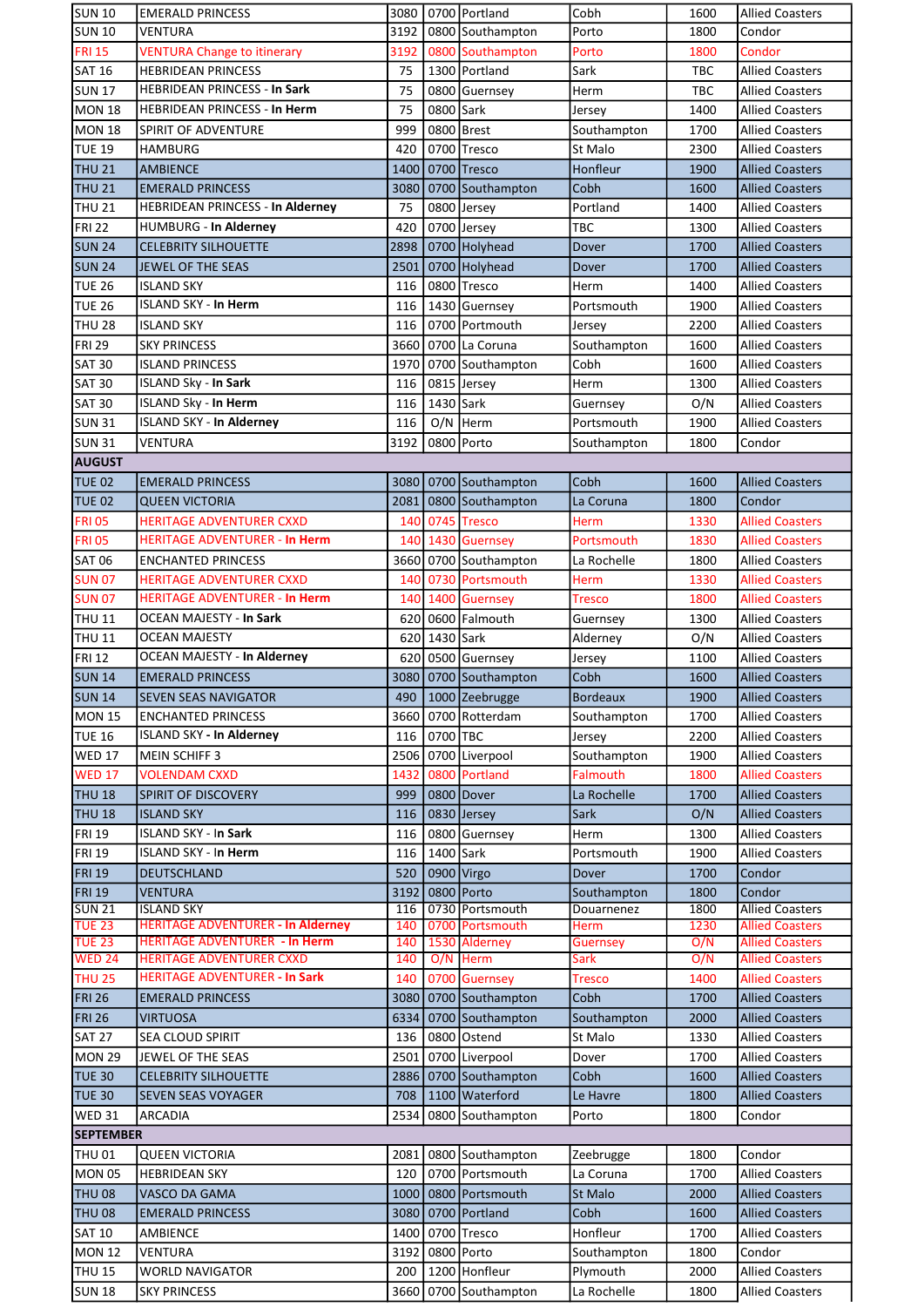| | | | | | | | |
|---|---|---|---|---|---|---|---|
| SUN 10 | EMERALD PRINCESS | 3080 | 0700 | Portland | Cobh | 1600 | Allied Coasters |
| SUN 10 | VENTURA | 3192 | 0800 | Southampton | Porto | 1800 | Condor |
| FRI 15 | VENTURA Change to itinerary | 3192 | 0800 | Southampton | Porto | 1800 | Condor |
| SAT 16 | HEBRIDEAN PRINCESS | 75 | 1300 | Portland | Sark | TBC | Allied Coasters |
| SUN 17 | HEBRIDEAN PRINCESS - **In Sark** | 75 | 0800 | Guernsey | Herm | TBC | Allied Coasters |
| MON 18 | HEBRIDEAN PRINCESS - **In Herm** | 75 | 0800 | Sark | Jersey | 1400 | Allied Coasters |
| MON 18 | SPIRIT OF ADVENTURE | 999 | 0800 | Brest | Southampton | 1700 | Allied Coasters |
| TUE 19 | HAMBURG | 420 | 0700 | Tresco | St Malo | 2300 | Allied Coasters |
| THU 21 | AMBIENCE | 1400 | 0700 | Tresco | Honfleur | 1900 | Allied Coasters |
| THU 21 | EMERALD PRINCESS | 3080 | 0700 | Southampton | Cobh | 1600 | Allied Coasters |
| THU 21 | HEBRIDEAN PRINCESS - **In Alderney** | 75 | 0800 | Jersey | Portland | 1400 | Allied Coasters |
| FRI 22 | HUMBURG - **In Alderney** | 420 | 0700 | Jersey | TBC | 1300 | Allied Coasters |
| SUN 24 | CELEBRITY SILHOUETTE | 2898 | 0700 | Holyhead | Dover | 1700 | Allied Coasters |
| SUN 24 | JEWEL OF THE SEAS | 2501 | 0700 | Holyhead | Dover | 1700 | Allied Coasters |
| TUE 26 | ISLAND SKY | 116 | 0800 | Tresco | Herm | 1400 | Allied Coasters |
| TUE 26 | ISLAND SKY - **In Herm** | 116 | 1430 | Guernsey | Portsmouth | 1900 | Allied Coasters |
| THU 28 | ISLAND SKY | 116 | 0700 | Portmouth | Jersey | 2200 | Allied Coasters |
| FRI 29 | SKY PRINCESS | 3660 | 0700 | La Coruna | Southampton | 1600 | Allied Coasters |
| SAT 30 | ISLAND PRINCESS | 1970 | 0700 | Southampton | Cobh | 1600 | Allied Coasters |
| SAT 30 | ISLAND Sky - **In Sark** | 116 | 0815 | Jersey | Herm | 1300 | Allied Coasters |
| SAT 30 | ISLAND Sky - **In Herm** | 116 | 1430 | Sark | Guernsey | O/N | Allied Coasters |
| SUN 31 | ISLAND SKY - **In Alderney** | 116 | O/N | Herm | Portsmouth | 1900 | Allied Coasters |
| SUN 31 | VENTURA | 3192 | 0800 | Porto | Southampton | 1800 | Condor |
| **AUGUST** | | | | | | | |
| TUE 02 | EMERALD PRINCESS | 3080 | 0700 | Southampton | Cobh | 1600 | Allied Coasters |
| TUE 02 | QUEEN VICTORIA | 2081 | 0800 | Southampton | La Coruna | 1800 | Condor |
| FRI 05 | HERITAGE ADVENTURER CXXD | 140 | 0745 | Tresco | Herm | 1330 | Allied Coasters |
| FRI 05 | HERITAGE ADVENTURER - **In Herm** | 140 | 1430 | Guernsey | Portsmouth | 1830 | Allied Coasters |
| SAT 06 | ENCHANTED PRINCESS | 3660 | 0700 | Southampton | La Rochelle | 1800 | Allied Coasters |
| SUN 07 | HERITAGE ADVENTURER CXXD | 140 | 0730 | Portsmouth | Herm | 1330 | Allied Coasters |
| SUN 07 | HERITAGE ADVENTURER - **In Herm** | 140 | 1400 | Guernsey | Tresco | 1800 | Allied Coasters |
| THU 11 | OCEAN MAJESTY - **In Sark** | 620 | 0600 | Falmouth | Guernsey | 1300 | Allied Coasters |
| THU 11 | OCEAN MAJESTY | 620 | 1430 | Sark | Alderney | O/N | Allied Coasters |
| FRI 12 | OCEAN MAJESTY - **In Alderney** | 620 | 0500 | Guernsey | Jersey | 1100 | Allied Coasters |
| SUN 14 | EMERALD PRINCESS | 3080 | 0700 | Southampton | Cobh | 1600 | Allied Coasters |
| SUN 14 | SEVEN SEAS NAVIGATOR | 490 | 1000 | Zeebrugge | Bordeaux | 1900 | Allied Coasters |
| MON 15 | ENCHANTED PRINCESS | 3660 | 0700 | Rotterdam | Southampton | 1700 | Allied Coasters |
| TUE 16 | ISLAND SKY - **In Alderney** | 116 | 0700 | TBC | Jersey | 2200 | Allied Coasters |
| WED 17 | MEIN SCHIFF 3 | 2506 | 0700 | Liverpool | Southampton | 1900 | Allied Coasters |
| WED 17 | VOLENDAM CXXD | 1432 | 0800 | Portland | Falmouth | 1800 | Allied Coasters |
| THU 18 | SPIRIT OF DISCOVERY | 999 | 0800 | Dover | La Rochelle | 1700 | Allied Coasters |
| THU 18 | ISLAND SKY | 116 | 0830 | Jersey | Sark | O/N | Allied Coasters |
| FRI 19 | ISLAND SKY - **In Sark** | 116 | 0800 | Guernsey | Herm | 1300 | Allied Coasters |
| FRI 19 | ISLAND SKY - **In Herm** | 116 | 1400 | Sark | Portsmouth | 1900 | Allied Coasters |
| FRI 19 | DEUTSCHLAND | 520 | 0900 | Virgo | Dover | 1700 | Condor |
| FRI 19 | VENTURA | 3192 | 0800 | Porto | Southampton | 1800 | Condor |
| SUN 21 | ISLAND SKY | 116 | 0730 | Portsmouth | Douarnenez | 1800 | Allied Coasters |
| TUE 23 | HERITAGE ADVENTURER - **In Alderney** | 140 | 0700 | Portsmouth | Herm | 1230 | Allied Coasters |
| TUE 23 | HERITAGE ADVENTURER - **In Herm** | 140 | 1530 | Alderney | Guernsey | O/N | Allied Coasters |
| WED 24 | HERITAGE ADVENTURER CXXD | 140 | O/N | Herm | Sark | O/N | Allied Coasters |
| THU 25 | HERITAGE ADVENTURER - **In Sark** | 140 | 0700 | Guernsey | Tresco | 1400 | Allied Coasters |
| FRI 26 | EMERALD PRINCESS | 3080 | 0700 | Southampton | Cobh | 1700 | Allied Coasters |
| FRI 26 | VIRTUOSA | 6334 | 0700 | Southampton | Southampton | 2000 | Allied Coasters |
| SAT 27 | SEA CLOUD SPIRIT | 136 | 0800 | Ostend | St Malo | 1330 | Allied Coasters |
| MON 29 | JEWEL OF THE SEAS | 2501 | 0700 | Liverpool | Dover | 1700 | Allied Coasters |
| TUE 30 | CELEBRITY SILHOUETTE | 2886 | 0700 | Southampton | Cobh | 1600 | Allied Coasters |
| TUE 30 | SEVEN SEAS VOYAGER | 708 | 1100 | Waterford | Le Havre | 1800 | Allied Coasters |
| WED 31 | ARCADIA | 2534 | 0800 | Southampton | Porto | 1800 | Condor |
| **SEPTEMBER** | | | | | | | |
| THU 01 | QUEEN VICTORIA | 2081 | 0800 | Southampton | Zeebrugge | 1800 | Condor |
| MON 05 | HEBRIDEAN SKY | 120 | 0700 | Portsmouth | La Coruna | 1700 | Allied Coasters |
| THU 08 | VASCO DA GAMA | 1000 | 0800 | Portsmouth | St Malo | 2000 | Allied Coasters |
| THU 08 | EMERALD PRINCESS | 3080 | 0700 | Portland | Cobh | 1600 | Allied Coasters |
| SAT 10 | AMBIENCE | 1400 | 0700 | Tresco | Honfleur | 1700 | Allied Coasters |
| MON 12 | VENTURA | 3192 | 0800 | Porto | Southampton | 1800 | Condor |
| THU 15 | WORLD NAVIGATOR | 200 | 1200 | Honfleur | Plymouth | 2000 | Allied Coasters |
| SUN 18 | SKY PRINCESS | 3660 | 0700 | Southampton | La Rochelle | 1800 | Allied Coasters |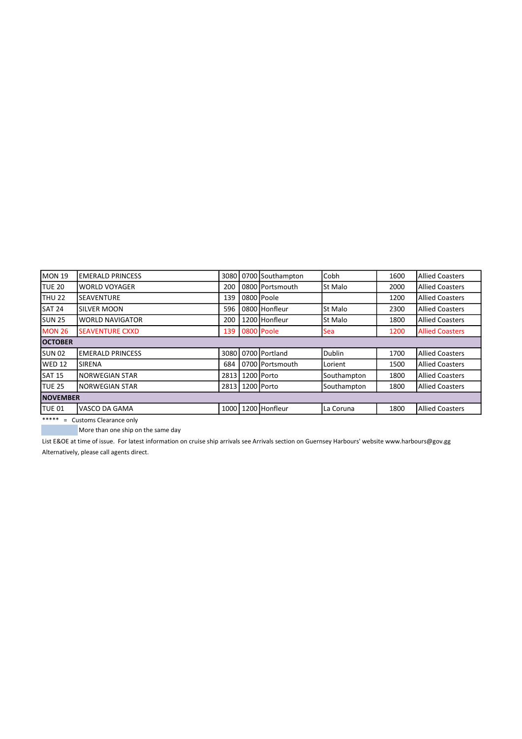| | | | | | | | |
|---|---|---|---|---|---|---|---|
| MON 19 | EMERALD PRINCESS | 3080 | 0700 | Southampton | Cobh | 1600 | Allied Coasters |
| TUE 20 | WORLD VOYAGER | 200 | 0800 | Portsmouth | St Malo | 2000 | Allied Coasters |
| THU 22 | SEAVENTURE | 139 | 0800 | Poole | | 1200 | Allied Coasters |
| SAT 24 | SILVER MOON | 596 | 0800 | Honfleur | St Malo | 2300 | Allied Coasters |
| SUN 25 | WORLD NAVIGATOR | 200 | 1200 | Honfleur | St Malo | 1800 | Allied Coasters |
| MON 26 | SEAVENTURE CXXD | 139 | 0800 | Poole | Sea | 1200 | Allied Coasters |
| **OCTOBER** | | | | | | | |
| SUN 02 | EMERALD PRINCESS | 3080 | 0700 | Portland | Dublin | 1700 | Allied Coasters |
| WED 12 | SIRENA | 684 | 0700 | Portsmouth | Lorient | 1500 | Allied Coasters |
| SAT 15 | NORWEGIAN STAR | 2813 | 1200 | Porto | Southampton | 1800 | Allied Coasters |
| TUE 25 | NORWEGIAN STAR | 2813 | 1200 | Porto | Southampton | 1800 | Allied Coasters |
| **NOVEMBER** | | | | | | | |
| TUE 01 | VASCO DA GAMA | 1000 | 1200 | Honfleur | La Coruna | 1800 | Allied Coasters |

***** = Customs Clearance only

More than one ship on the same day

List E&OE at time of issue. For latest information on cruise ship arrivals see Arrivals section on Guernsey Harbours' website www.harbours@gov.gg

Alternatively, please call agents direct.